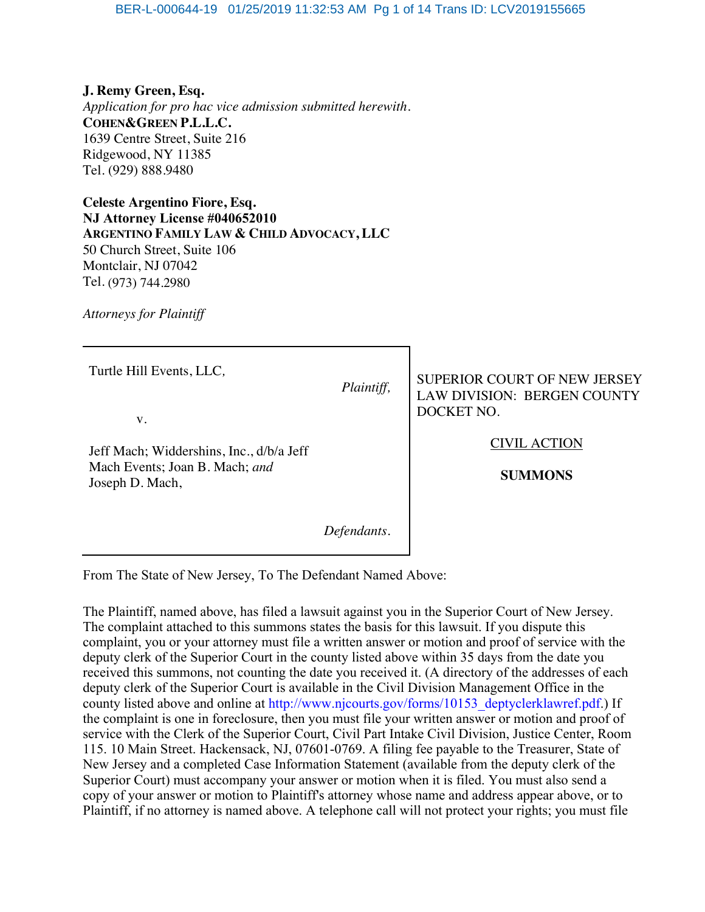**J. Remy Green, Esq.**
*Application for pro hac vice admission submitted herewith.*
**COHEN&GREEN P.L.L.C.**
1639 Centre Street, Suite 216
Ridgewood, NY 11385
Tel. (929) 888.9480

**Celeste Argentino Fiore, Esq.**
**NJ Attorney License #040652010**
**ARGENTINO FAMILY LAW & CHILD ADVOCACY, LLC**
50 Church Street, Suite 106
Montclair, NJ 07042
Tel. (973) 744.2980

*Attorneys for Plaintiff*

| | |
|---|---|
| Turtle Hill Events, LLC, *Plaintiff,* v. Jeff Mach; Widdershins, Inc., d/b/a Jeff Mach Events; Joan B. Mach; *and* Joseph D. Mach, *Defendants.* | SUPERIOR COURT OF NEW JERSEY LAW DIVISION: BERGEN COUNTY DOCKET NO. <br> CIVIL ACTION <br> **SUMMONS** |

From The State of New Jersey, To The Defendant Named Above:

The Plaintiff, named above, has filed a lawsuit against you in the Superior Court of New Jersey. The complaint attached to this summons states the basis for this lawsuit. If you dispute this complaint, you or your attorney must file a written answer or motion and proof of service with the deputy clerk of the Superior Court in the county listed above within 35 days from the date you received this summons, not counting the date you received it. (A directory of the addresses of each deputy clerk of the Superior Court is available in the Civil Division Management Office in the county listed above and online at http://www.njcourts.gov/forms/10153_deptyclerklawref.pdf.) If the complaint is one in foreclosure, then you must file your written answer or motion and proof of service with the Clerk of the Superior Court, Civil Part Intake Civil Division, Justice Center, Room 115. 10 Main Street. Hackensack, NJ, 07601-0769. A filing fee payable to the Treasurer, State of New Jersey and a completed Case Information Statement (available from the deputy clerk of the Superior Court) must accompany your answer or motion when it is filed. You must also send a copy of your answer or motion to Plaintiff's attorney whose name and address appear above, or to Plaintiff, if no attorney is named above. A telephone call will not protect your rights; you must file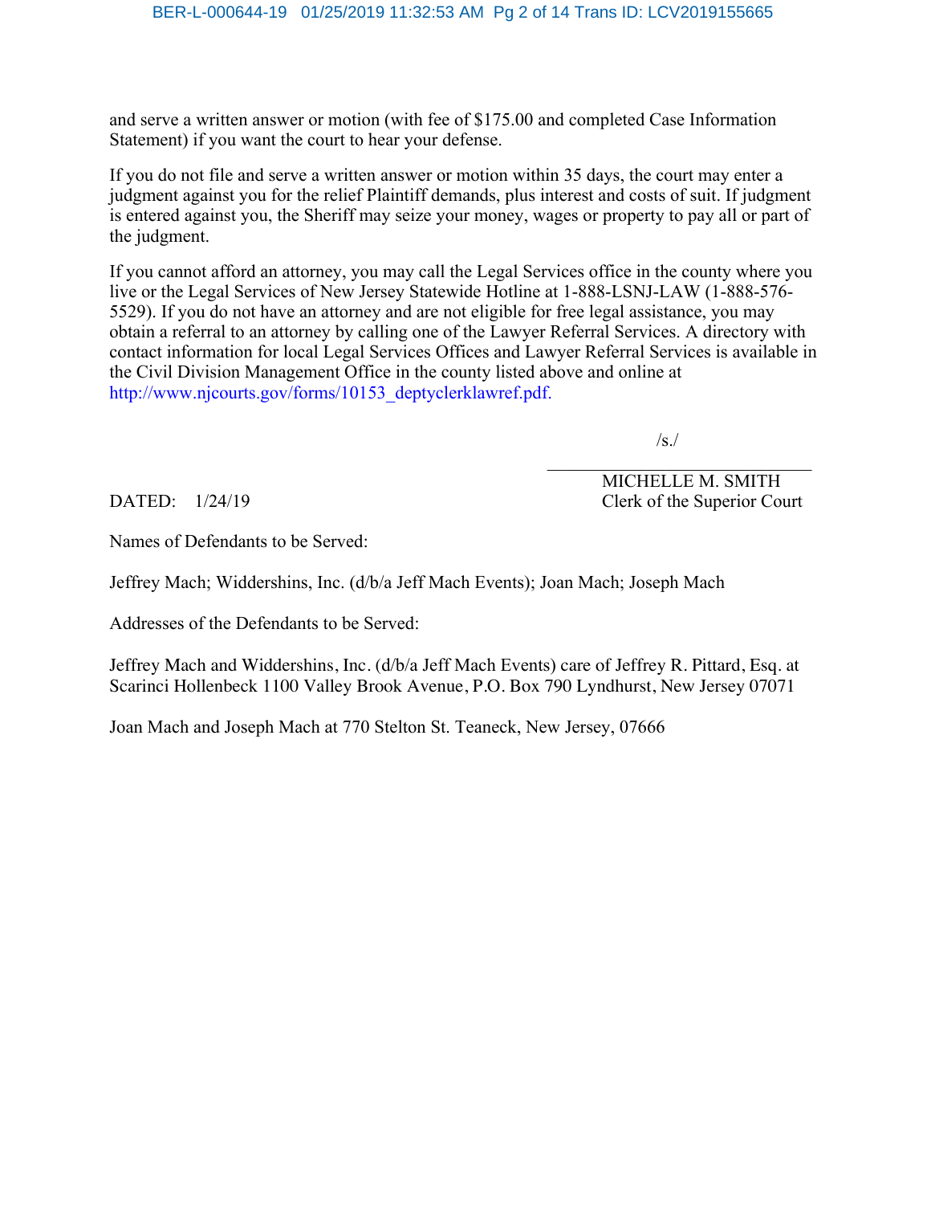and serve a written answer or motion (with fee of $175.00 and completed Case Information Statement) if you want the court to hear your defense.

If you do not file and serve a written answer or motion within 35 days, the court may enter a judgment against you for the relief Plaintiff demands, plus interest and costs of suit. If judgment is entered against you, the Sheriff may seize your money, wages or property to pay all or part of the judgment.

If you cannot afford an attorney, you may call the Legal Services office in the county where you live or the Legal Services of New Jersey Statewide Hotline at 1-888-LSNJ-LAW (1-888-576-5529). If you do not have an attorney and are not eligible for free legal assistance, you may obtain a referral to an attorney by calling one of the Lawyer Referral Services. A directory with contact information for local Legal Services Offices and Lawyer Referral Services is available in the Civil Division Management Office in the county listed above and online at http://www.njcourts.gov/forms/10153_deptyclerklawref.pdf.

/s./

______________________________

MICHELLE M. SMITH
Clerk of the Superior Court

DATED: 1/24/19

Names of Defendants to be Served:

Jeffrey Mach; Widdershins, Inc. (d/b/a Jeff Mach Events); Joan Mach; Joseph Mach

Addresses of the Defendants to be Served:

Jeffrey Mach and Widdershins, Inc. (d/b/a Jeff Mach Events) care of Jeffrey R. Pittard, Esq. at Scarinci Hollenbeck 1100 Valley Brook Avenue, P.O. Box 790 Lyndhurst, New Jersey 07071

Joan Mach and Joseph Mach at 770 Stelton St. Teaneck, New Jersey, 07666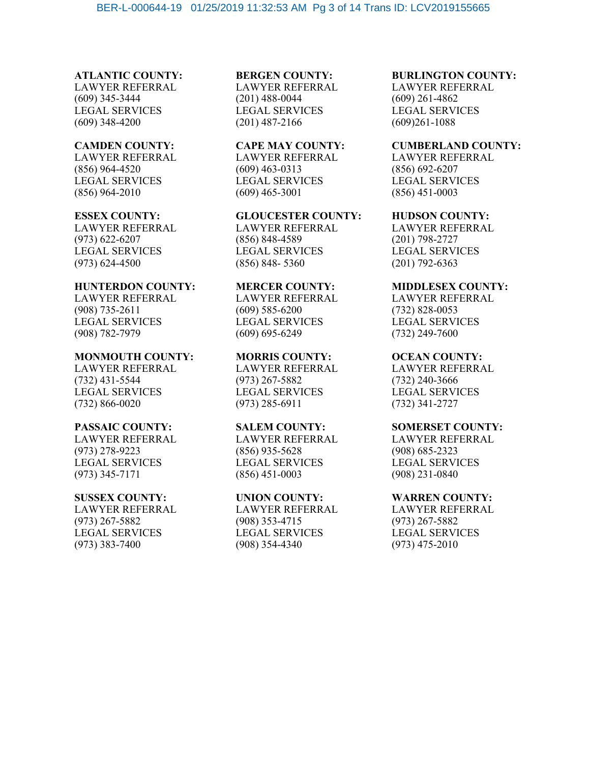**ATLANTIC COUNTY:**
LAWYER REFERRAL
(609) 345-3444
LEGAL SERVICES
(609) 348-4200

**BERGEN COUNTY:**
LAWYER REFERRAL
(201) 488-0044
LEGAL SERVICES
(201) 487-2166

**BURLINGTON COUNTY:**
LAWYER REFERRAL
(609) 261-4862
LEGAL SERVICES
(609)261-1088

**CAMDEN COUNTY:**
LAWYER REFERRAL
(856) 964-4520
LEGAL SERVICES
(856) 964-2010

**CAPE MAY COUNTY:**
LAWYER REFERRAL
(609) 463-0313
LEGAL SERVICES
(609) 465-3001

**CUMBERLAND COUNTY:**
LAWYER REFERRAL
(856) 692-6207
LEGAL SERVICES
(856) 451-0003

**ESSEX COUNTY:**
LAWYER REFERRAL
(973) 622-6207
LEGAL SERVICES
(973) 624-4500

**GLOUCESTER COUNTY:**
LAWYER REFERRAL
(856) 848-4589
LEGAL SERVICES
(856) 848- 5360

**HUDSON COUNTY:**
LAWYER REFERRAL
(201) 798-2727
LEGAL SERVICES
(201) 792-6363

**HUNTERDON COUNTY:**
LAWYER REFERRAL
(908) 735-2611
LEGAL SERVICES
(908) 782-7979

**MERCER COUNTY:**
LAWYER REFERRAL
(609) 585-6200
LEGAL SERVICES
(609) 695-6249

**MIDDLESEX COUNTY:**
LAWYER REFERRAL
(732) 828-0053
LEGAL SERVICES
(732) 249-7600

**MONMOUTH COUNTY:**
LAWYER REFERRAL
(732) 431-5544
LEGAL SERVICES
(732) 866-0020

**MORRIS COUNTY:**
LAWYER REFERRAL
(973) 267-5882
LEGAL SERVICES
(973) 285-6911

**OCEAN COUNTY:**
LAWYER REFERRAL
(732) 240-3666
LEGAL SERVICES
(732) 341-2727

**PASSAIC COUNTY:**
LAWYER REFERRAL
(973) 278-9223
LEGAL SERVICES
(973) 345-7171

**SALEM COUNTY:**
LAWYER REFERRAL
(856) 935-5628
LEGAL SERVICES
(856) 451-0003

**SOMERSET COUNTY:**
LAWYER REFERRAL
(908) 685-2323
LEGAL SERVICES
(908) 231-0840

**SUSSEX COUNTY:**
LAWYER REFERRAL
(973) 267-5882
LEGAL SERVICES
(973) 383-7400

**UNION COUNTY:**
LAWYER REFERRAL
(908) 353-4715
LEGAL SERVICES
(908) 354-4340

**WARREN COUNTY:**
LAWYER REFERRAL
(973) 267-5882
LEGAL SERVICES
(973) 475-2010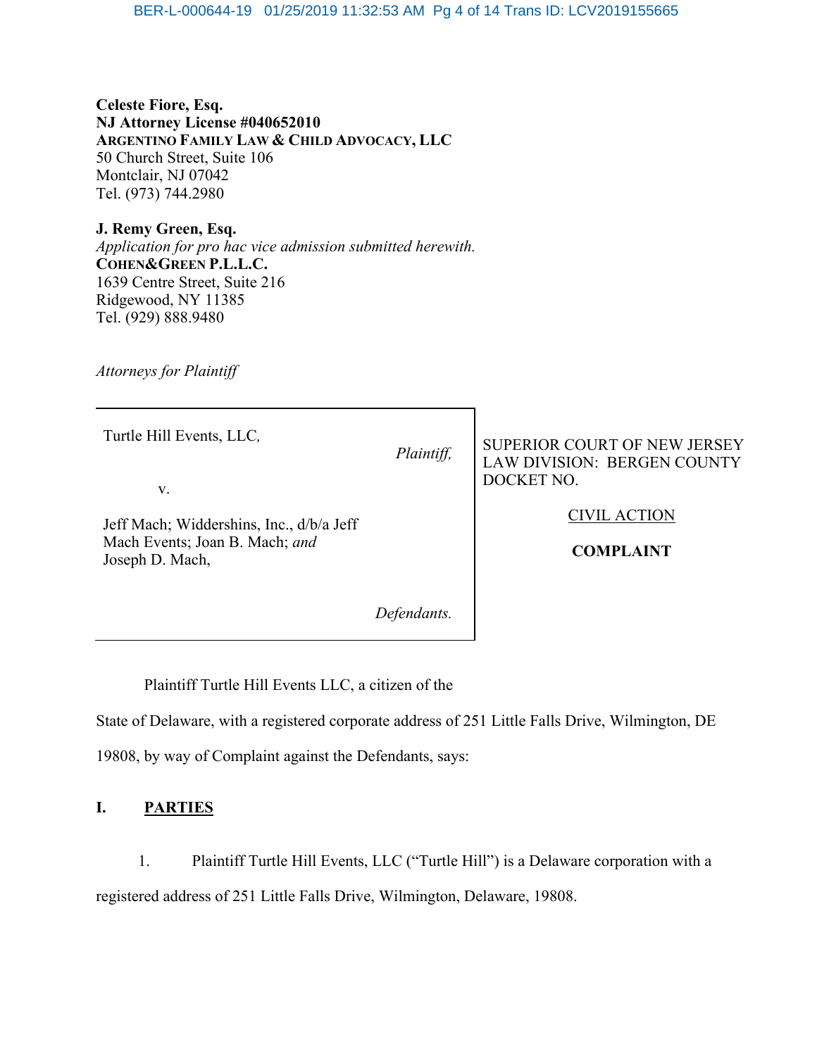**Celeste Fiore, Esq.**
**NJ Attorney License #040652010**
**ARGENTINO FAMILY LAW & CHILD ADVOCACY, LLC**
50 Church Street, Suite 106
Montclair, NJ 07042
Tel. (973) 744.2980

**J. Remy Green, Esq.**
*Application for pro hac vice admission submitted herewith.*
**COHEN&GREEN P.L.L.C.**
1639 Centre Street, Suite 216
Ridgewood, NY 11385
Tel. (929) 888.9480

*Attorneys for Plaintiff*

| | |
|---|---|
| Turtle Hill Events, LLC, *Plaintiff,* v. Jeff Mach; Widdershins, Inc., d/b/a Jeff Mach Events; Joan B. Mach; *and* Joseph D. Mach, *Defendants.* | SUPERIOR COURT OF NEW JERSEY LAW DIVISION: BERGEN COUNTY DOCKET NO. <br><br> CIVIL ACTION <br><br> **COMPLAINT** |

Plaintiff Turtle Hill Events LLC, a citizen of the State of Delaware, with a registered corporate address of 251 Little Falls Drive, Wilmington, DE 19808, by way of Complaint against the Defendants, says:

## I. PARTIES

1. Plaintiff Turtle Hill Events, LLC ("Turtle Hill") is a Delaware corporation with a registered address of 251 Little Falls Drive, Wilmington, Delaware, 19808.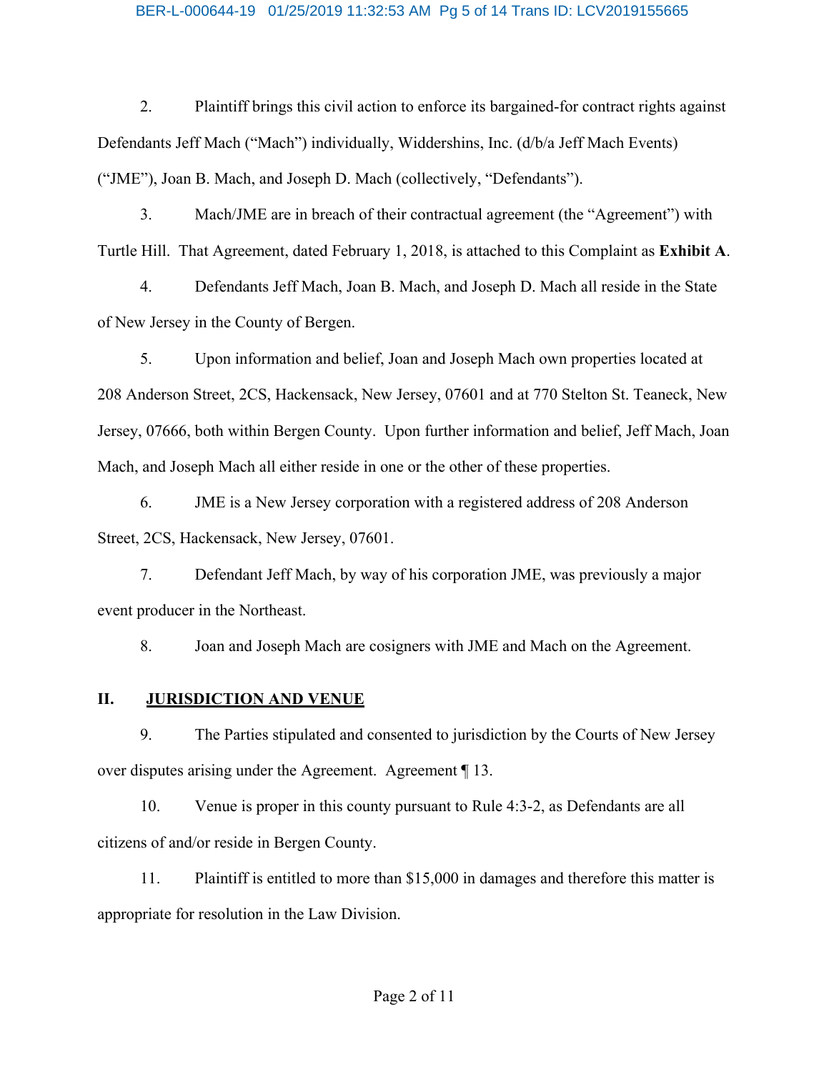2. Plaintiff brings this civil action to enforce its bargained-for contract rights against Defendants Jeff Mach ("Mach") individually, Widdershins, Inc. (d/b/a Jeff Mach Events) ("JME"), Joan B. Mach, and Joseph D. Mach (collectively, "Defendants").

3. Mach/JME are in breach of their contractual agreement (the "Agreement") with Turtle Hill. That Agreement, dated February 1, 2018, is attached to this Complaint as **Exhibit A**.

4. Defendants Jeff Mach, Joan B. Mach, and Joseph D. Mach all reside in the State of New Jersey in the County of Bergen.

5. Upon information and belief, Joan and Joseph Mach own properties located at 208 Anderson Street, 2CS, Hackensack, New Jersey, 07601 and at 770 Stelton St. Teaneck, New Jersey, 07666, both within Bergen County. Upon further information and belief, Jeff Mach, Joan Mach, and Joseph Mach all either reside in one or the other of these properties.

6. JME is a New Jersey corporation with a registered address of 208 Anderson Street, 2CS, Hackensack, New Jersey, 07601.

7. Defendant Jeff Mach, by way of his corporation JME, was previously a major event producer in the Northeast.

8. Joan and Joseph Mach are cosigners with JME and Mach on the Agreement.

## II. JURISDICTION AND VENUE

9. The Parties stipulated and consented to jurisdiction by the Courts of New Jersey over disputes arising under the Agreement. Agreement ¶ 13.

10. Venue is proper in this county pursuant to Rule 4:3-2, as Defendants are all citizens of and/or reside in Bergen County.

11. Plaintiff is entitled to more than $15,000 in damages and therefore this matter is appropriate for resolution in the Law Division.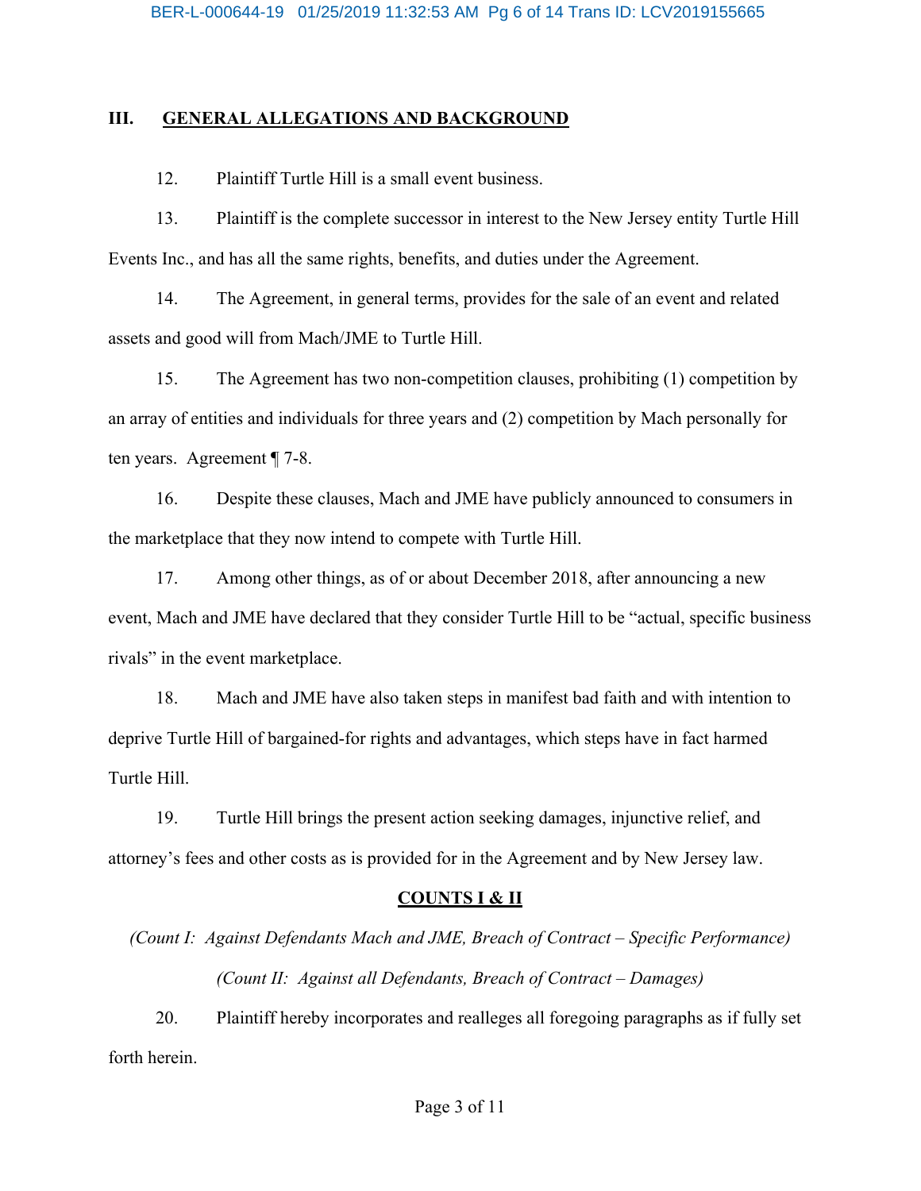## III. GENERAL ALLEGATIONS AND BACKGROUND

12. Plaintiff Turtle Hill is a small event business.

13. Plaintiff is the complete successor in interest to the New Jersey entity Turtle Hill Events Inc., and has all the same rights, benefits, and duties under the Agreement.

14. The Agreement, in general terms, provides for the sale of an event and related assets and good will from Mach/JME to Turtle Hill.

15. The Agreement has two non-competition clauses, prohibiting (1) competition by an array of entities and individuals for three years and (2) competition by Mach personally for ten years. Agreement ¶ 7-8.

16. Despite these clauses, Mach and JME have publicly announced to consumers in the marketplace that they now intend to compete with Turtle Hill.

17. Among other things, as of or about December 2018, after announcing a new event, Mach and JME have declared that they consider Turtle Hill to be "actual, specific business rivals" in the event marketplace.

18. Mach and JME have also taken steps in manifest bad faith and with intention to deprive Turtle Hill of bargained-for rights and advantages, which steps have in fact harmed Turtle Hill.

19. Turtle Hill brings the present action seeking damages, injunctive relief, and attorney's fees and other costs as is provided for in the Agreement and by New Jersey law.

## COUNTS I & II

*(Count I: Against Defendants Mach and JME, Breach of Contract – Specific Performance)*

*(Count II: Against all Defendants, Breach of Contract – Damages)*

20. Plaintiff hereby incorporates and realleges all foregoing paragraphs as if fully set forth herein.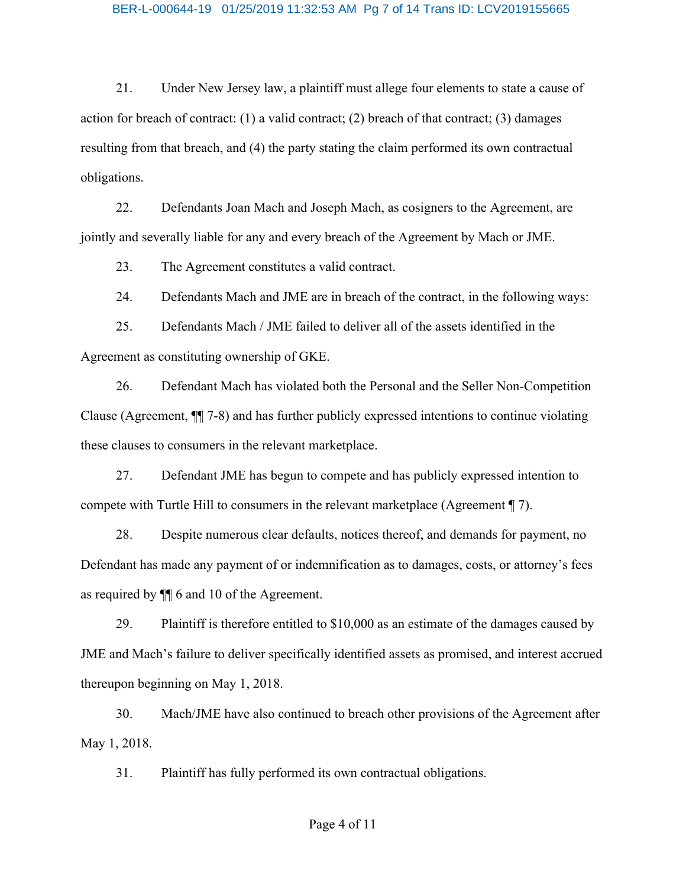21. Under New Jersey law, a plaintiff must allege four elements to state a cause of action for breach of contract: (1) a valid contract; (2) breach of that contract; (3) damages resulting from that breach, and (4) the party stating the claim performed its own contractual obligations.

22. Defendants Joan Mach and Joseph Mach, as cosigners to the Agreement, are jointly and severally liable for any and every breach of the Agreement by Mach or JME.

23. The Agreement constitutes a valid contract.

24. Defendants Mach and JME are in breach of the contract, in the following ways:

25. Defendants Mach / JME failed to deliver all of the assets identified in the Agreement as constituting ownership of GKE.

26. Defendant Mach has violated both the Personal and the Seller Non-Competition Clause (Agreement, ¶¶ 7-8) and has further publicly expressed intentions to continue violating these clauses to consumers in the relevant marketplace.

27. Defendant JME has begun to compete and has publicly expressed intention to compete with Turtle Hill to consumers in the relevant marketplace (Agreement ¶ 7).

28. Despite numerous clear defaults, notices thereof, and demands for payment, no Defendant has made any payment of or indemnification as to damages, costs, or attorney's fees as required by ¶¶ 6 and 10 of the Agreement.

29. Plaintiff is therefore entitled to $10,000 as an estimate of the damages caused by JME and Mach's failure to deliver specifically identified assets as promised, and interest accrued thereupon beginning on May 1, 2018.

30. Mach/JME have also continued to breach other provisions of the Agreement after May 1, 2018.

31. Plaintiff has fully performed its own contractual obligations.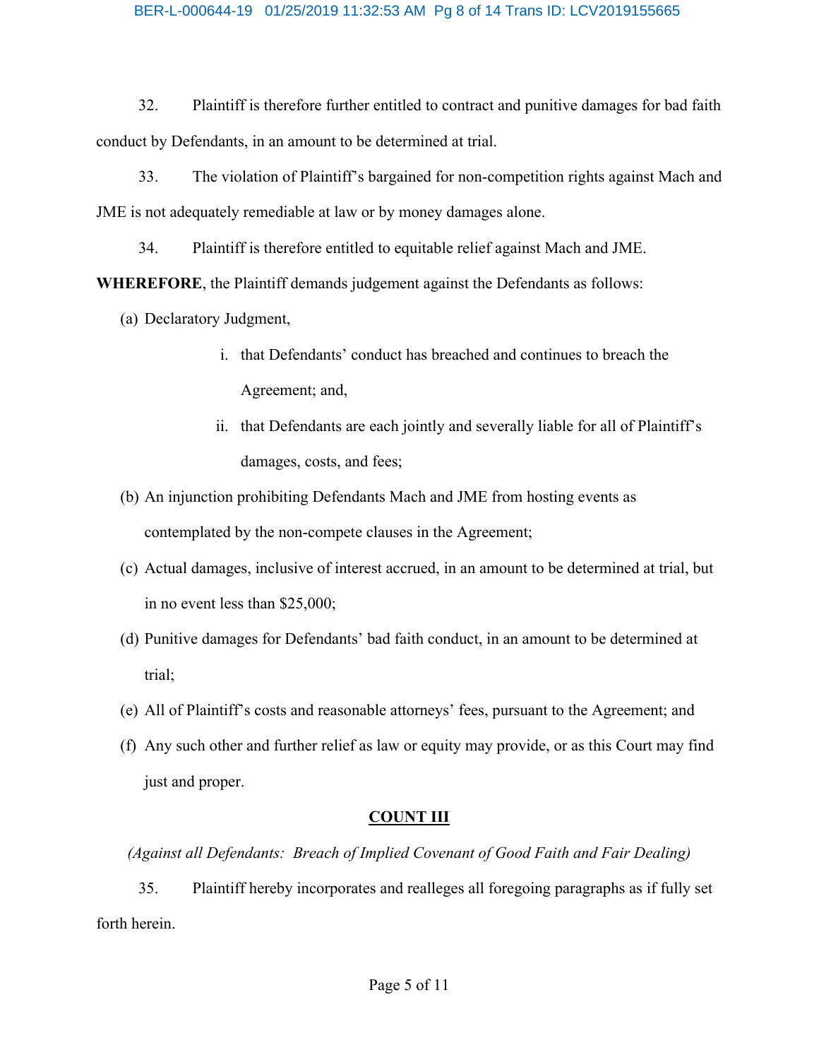32. Plaintiff is therefore further entitled to contract and punitive damages for bad faith conduct by Defendants, in an amount to be determined at trial.

33. The violation of Plaintiff's bargained for non-competition rights against Mach and JME is not adequately remediable at law or by money damages alone.

34. Plaintiff is therefore entitled to equitable relief against Mach and JME.

**WHEREFORE**, the Plaintiff demands judgement against the Defendants as follows:

(a) Declaratory Judgment,

   i. that Defendants' conduct has breached and continues to breach the Agreement; and,

   ii. that Defendants are each jointly and severally liable for all of Plaintiff's damages, costs, and fees;

(b) An injunction prohibiting Defendants Mach and JME from hosting events as contemplated by the non-compete clauses in the Agreement;

(c) Actual damages, inclusive of interest accrued, in an amount to be determined at trial, but in no event less than $25,000;

(d) Punitive damages for Defendants' bad faith conduct, in an amount to be determined at trial;

(e) All of Plaintiff's costs and reasonable attorneys' fees, pursuant to the Agreement; and

(f) Any such other and further relief as law or equity may provide, or as this Court may find just and proper.

## COUNT III

*(Against all Defendants: Breach of Implied Covenant of Good Faith and Fair Dealing)*

35. Plaintiff hereby incorporates and realleges all foregoing paragraphs as if fully set forth herein.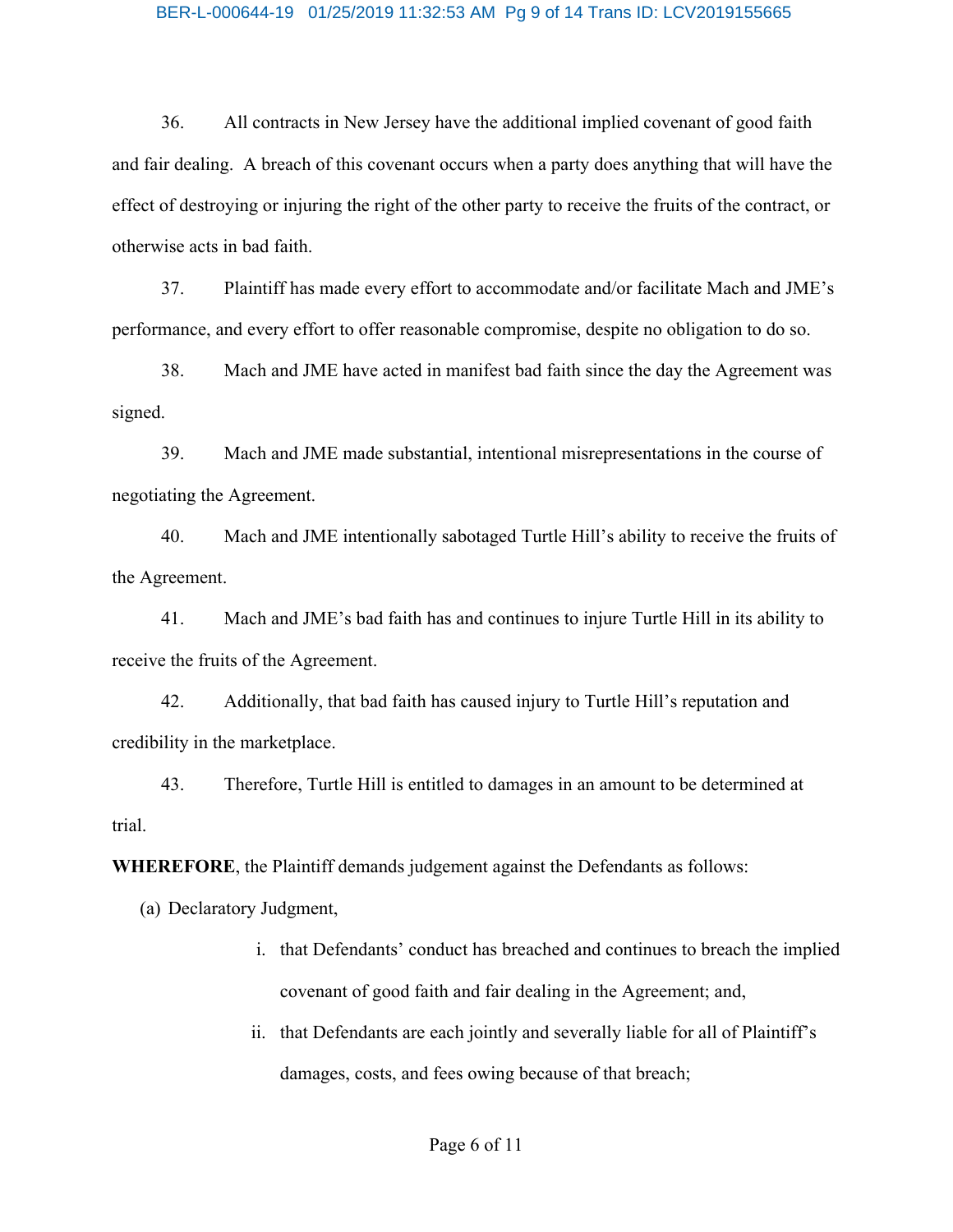36. All contracts in New Jersey have the additional implied covenant of good faith and fair dealing. A breach of this covenant occurs when a party does anything that will have the effect of destroying or injuring the right of the other party to receive the fruits of the contract, or otherwise acts in bad faith.

37. Plaintiff has made every effort to accommodate and/or facilitate Mach and JME's performance, and every effort to offer reasonable compromise, despite no obligation to do so.

38. Mach and JME have acted in manifest bad faith since the day the Agreement was signed.

39. Mach and JME made substantial, intentional misrepresentations in the course of negotiating the Agreement.

40. Mach and JME intentionally sabotaged Turtle Hill's ability to receive the fruits of the Agreement.

41. Mach and JME's bad faith has and continues to injure Turtle Hill in its ability to receive the fruits of the Agreement.

42. Additionally, that bad faith has caused injury to Turtle Hill's reputation and credibility in the marketplace.

43. Therefore, Turtle Hill is entitled to damages in an amount to be determined at trial.

**WHEREFORE**, the Plaintiff demands judgement against the Defendants as follows:

(a) Declaratory Judgment,

i. that Defendants' conduct has breached and continues to breach the implied covenant of good faith and fair dealing in the Agreement; and,

ii. that Defendants are each jointly and severally liable for all of Plaintiff's damages, costs, and fees owing because of that breach;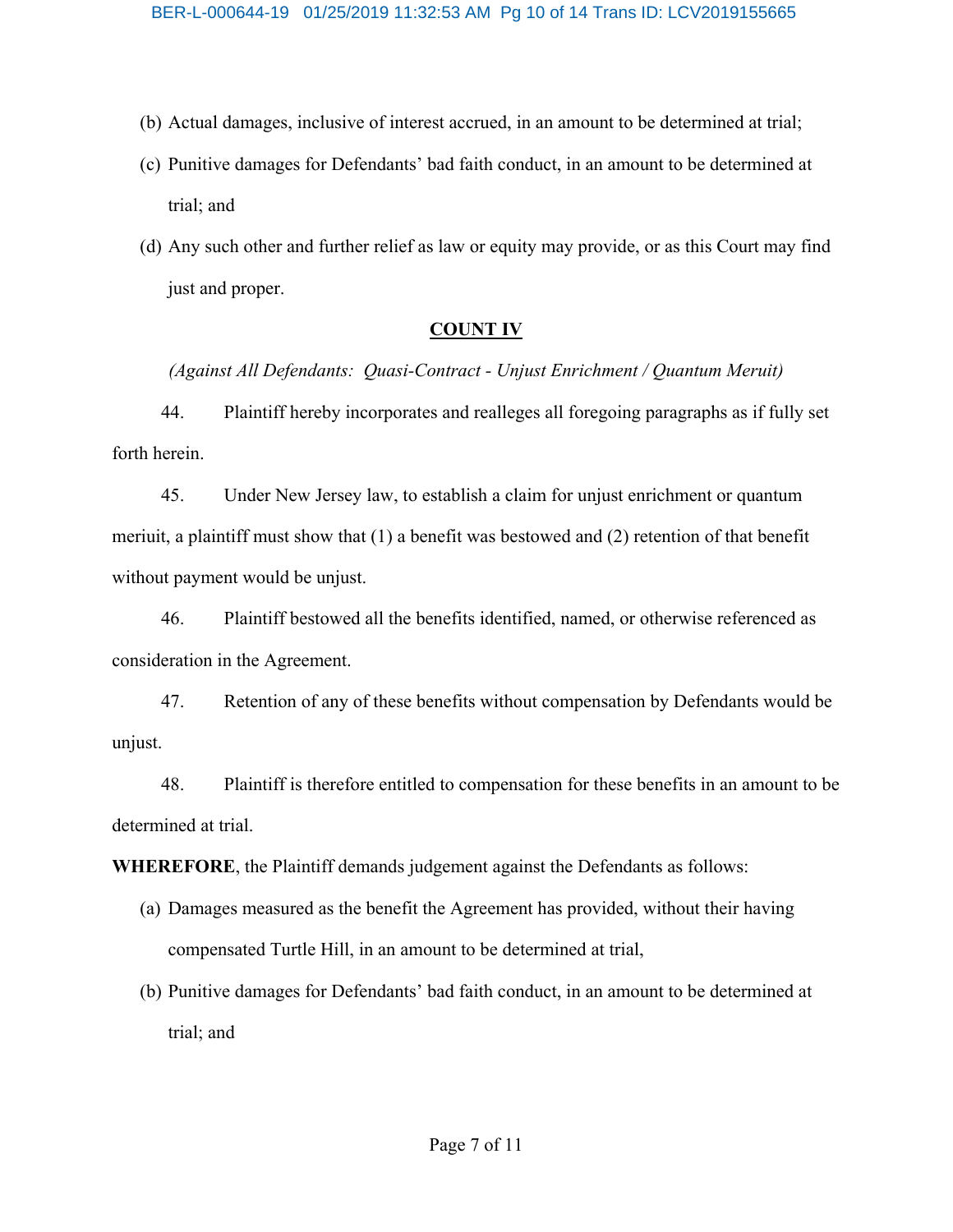(b) Actual damages, inclusive of interest accrued, in an amount to be determined at trial;

(c) Punitive damages for Defendants' bad faith conduct, in an amount to be determined at trial; and

(d) Any such other and further relief as law or equity may provide, or as this Court may find just and proper.

## COUNT IV

*(Against All Defendants: Quasi-Contract - Unjust Enrichment / Quantum Meruit)*

44. Plaintiff hereby incorporates and realleges all foregoing paragraphs as if fully set forth herein.

45. Under New Jersey law, to establish a claim for unjust enrichment or quantum meriuit, a plaintiff must show that (1) a benefit was bestowed and (2) retention of that benefit without payment would be unjust.

46. Plaintiff bestowed all the benefits identified, named, or otherwise referenced as consideration in the Agreement.

47. Retention of any of these benefits without compensation by Defendants would be unjust.

48. Plaintiff is therefore entitled to compensation for these benefits in an amount to be determined at trial.

**WHEREFORE**, the Plaintiff demands judgement against the Defendants as follows:

(a) Damages measured as the benefit the Agreement has provided, without their having compensated Turtle Hill, in an amount to be determined at trial,

(b) Punitive damages for Defendants' bad faith conduct, in an amount to be determined at trial; and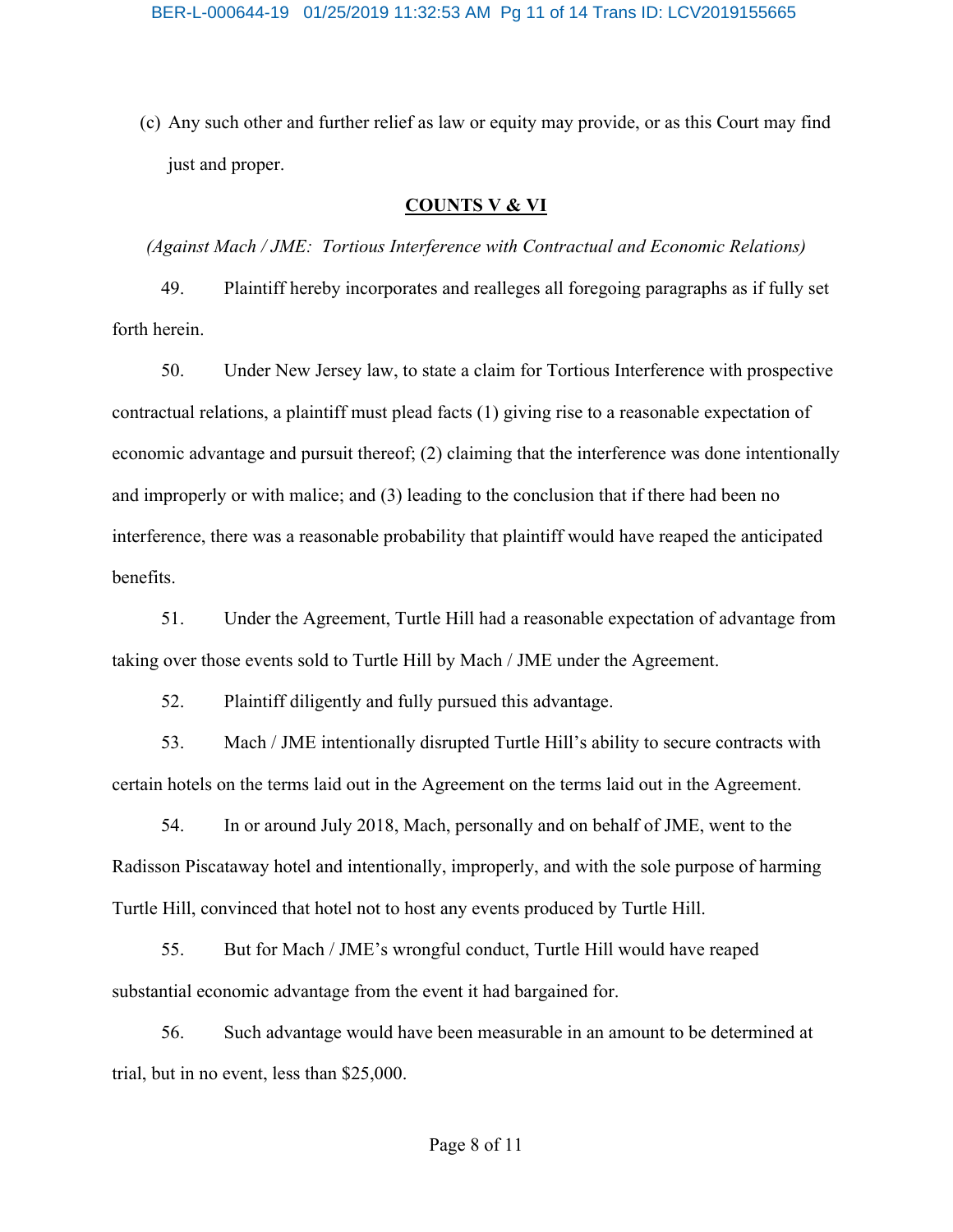(c) Any such other and further relief as law or equity may provide, or as this Court may find just and proper.

**COUNTS V & VI**

*(Against Mach / JME: Tortious Interference with Contractual and Economic Relations)*

49. Plaintiff hereby incorporates and realleges all foregoing paragraphs as if fully set forth herein.

50. Under New Jersey law, to state a claim for Tortious Interference with prospective contractual relations, a plaintiff must plead facts (1) giving rise to a reasonable expectation of economic advantage and pursuit thereof; (2) claiming that the interference was done intentionally and improperly or with malice; and (3) leading to the conclusion that if there had been no interference, there was a reasonable probability that plaintiff would have reaped the anticipated benefits.

51. Under the Agreement, Turtle Hill had a reasonable expectation of advantage from taking over those events sold to Turtle Hill by Mach / JME under the Agreement.

52. Plaintiff diligently and fully pursued this advantage.

53. Mach / JME intentionally disrupted Turtle Hill's ability to secure contracts with certain hotels on the terms laid out in the Agreement on the terms laid out in the Agreement.

54. In or around July 2018, Mach, personally and on behalf of JME, went to the Radisson Piscataway hotel and intentionally, improperly, and with the sole purpose of harming Turtle Hill, convinced that hotel not to host any events produced by Turtle Hill.

55. But for Mach / JME's wrongful conduct, Turtle Hill would have reaped substantial economic advantage from the event it had bargained for.

56. Such advantage would have been measurable in an amount to be determined at trial, but in no event, less than $25,000.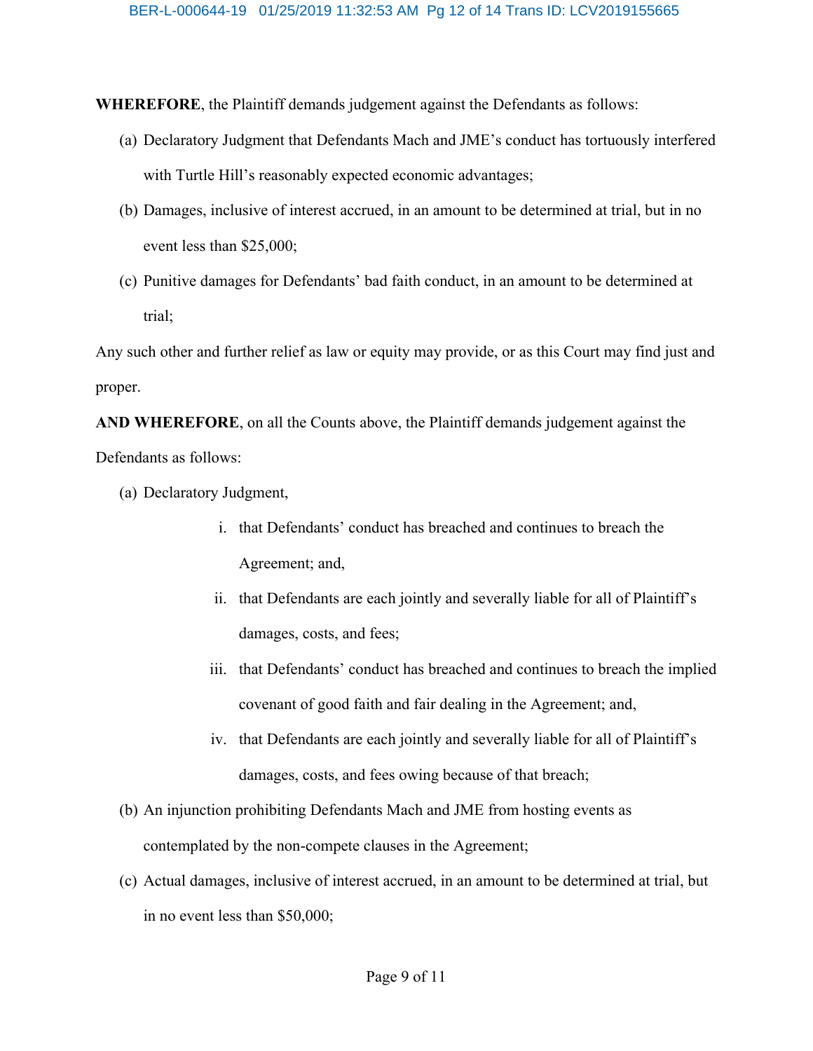**WHEREFORE**, the Plaintiff demands judgement against the Defendants as follows:

(a) Declaratory Judgment that Defendants Mach and JME's conduct has tortuously interfered with Turtle Hill's reasonably expected economic advantages;

(b) Damages, inclusive of interest accrued, in an amount to be determined at trial, but in no event less than $25,000;

(c) Punitive damages for Defendants' bad faith conduct, in an amount to be determined at trial;

Any such other and further relief as law or equity may provide, or as this Court may find just and proper.

**AND WHEREFORE**, on all the Counts above, the Plaintiff demands judgement against the Defendants as follows:

(a) Declaratory Judgment,

  i. that Defendants' conduct has breached and continues to breach the Agreement; and,

  ii. that Defendants are each jointly and severally liable for all of Plaintiff's damages, costs, and fees;

  iii. that Defendants' conduct has breached and continues to breach the implied covenant of good faith and fair dealing in the Agreement; and,

  iv. that Defendants are each jointly and severally liable for all of Plaintiff's damages, costs, and fees owing because of that breach;

(b) An injunction prohibiting Defendants Mach and JME from hosting events as contemplated by the non-compete clauses in the Agreement;

(c) Actual damages, inclusive of interest accrued, in an amount to be determined at trial, but in no event less than $50,000;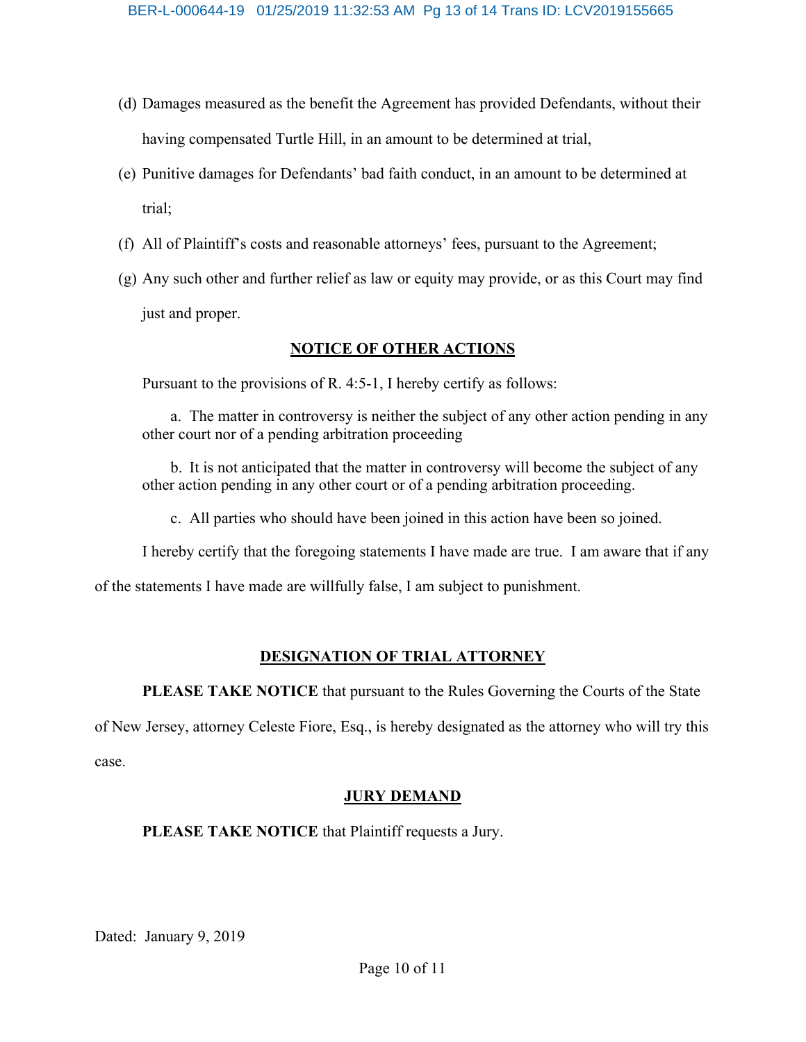(d) Damages measured as the benefit the Agreement has provided Defendants, without their having compensated Turtle Hill, in an amount to be determined at trial,

(e) Punitive damages for Defendants' bad faith conduct, in an amount to be determined at trial;

(f) All of Plaintiff's costs and reasonable attorneys' fees, pursuant to the Agreement;

(g) Any such other and further relief as law or equity may provide, or as this Court may find just and proper.

## NOTICE OF OTHER ACTIONS

Pursuant to the provisions of R. 4:5-1, I hereby certify as follows:

a. The matter in controversy is neither the subject of any other action pending in any other court nor of a pending arbitration proceeding

b. It is not anticipated that the matter in controversy will become the subject of any other action pending in any other court or of a pending arbitration proceeding.

c. All parties who should have been joined in this action have been so joined.

I hereby certify that the foregoing statements I have made are true. I am aware that if any of the statements I have made are willfully false, I am subject to punishment.

## DESIGNATION OF TRIAL ATTORNEY

**PLEASE TAKE NOTICE** that pursuant to the Rules Governing the Courts of the State of New Jersey, attorney Celeste Fiore, Esq., is hereby designated as the attorney who will try this case.

## JURY DEMAND

**PLEASE TAKE NOTICE** that Plaintiff requests a Jury.

Dated: January 9, 2019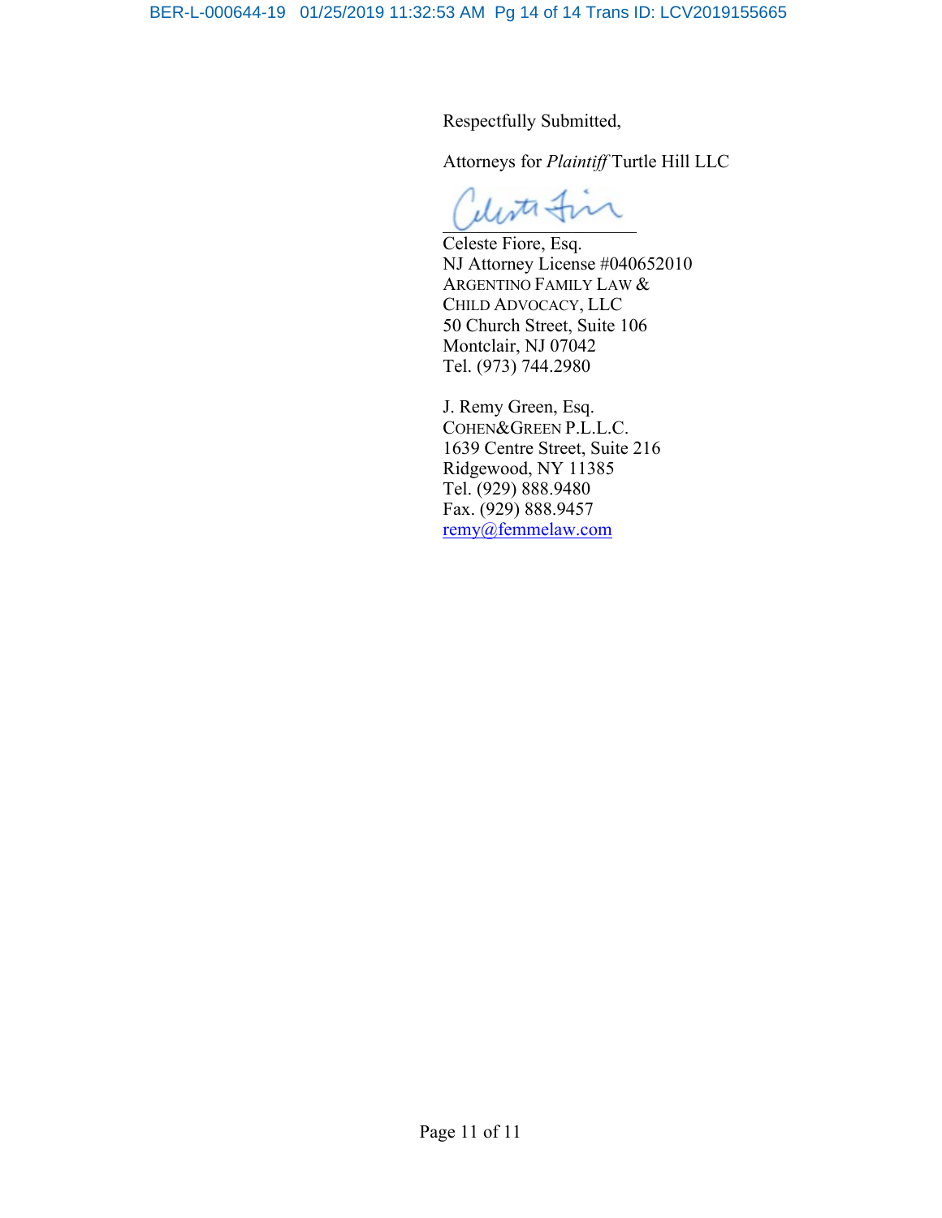Respectfully Submitted,

Attorneys for *Plaintiff* Turtle Hill LLC

______________________
Celeste Fiore, Esq.
NJ Attorney License #040652010
ARGENTINO FAMILY LAW &
CHILD ADVOCACY, LLC
50 Church Street, Suite 106
Montclair, NJ 07042
Tel. (973) 744.2980

J. Remy Green, Esq.
COHEN&GREEN P.L.L.C.
1639 Centre Street, Suite 216
Ridgewood, NY 11385
Tel. (929) 888.9480
Fax. (929) 888.9457
remy@femmelaw.com